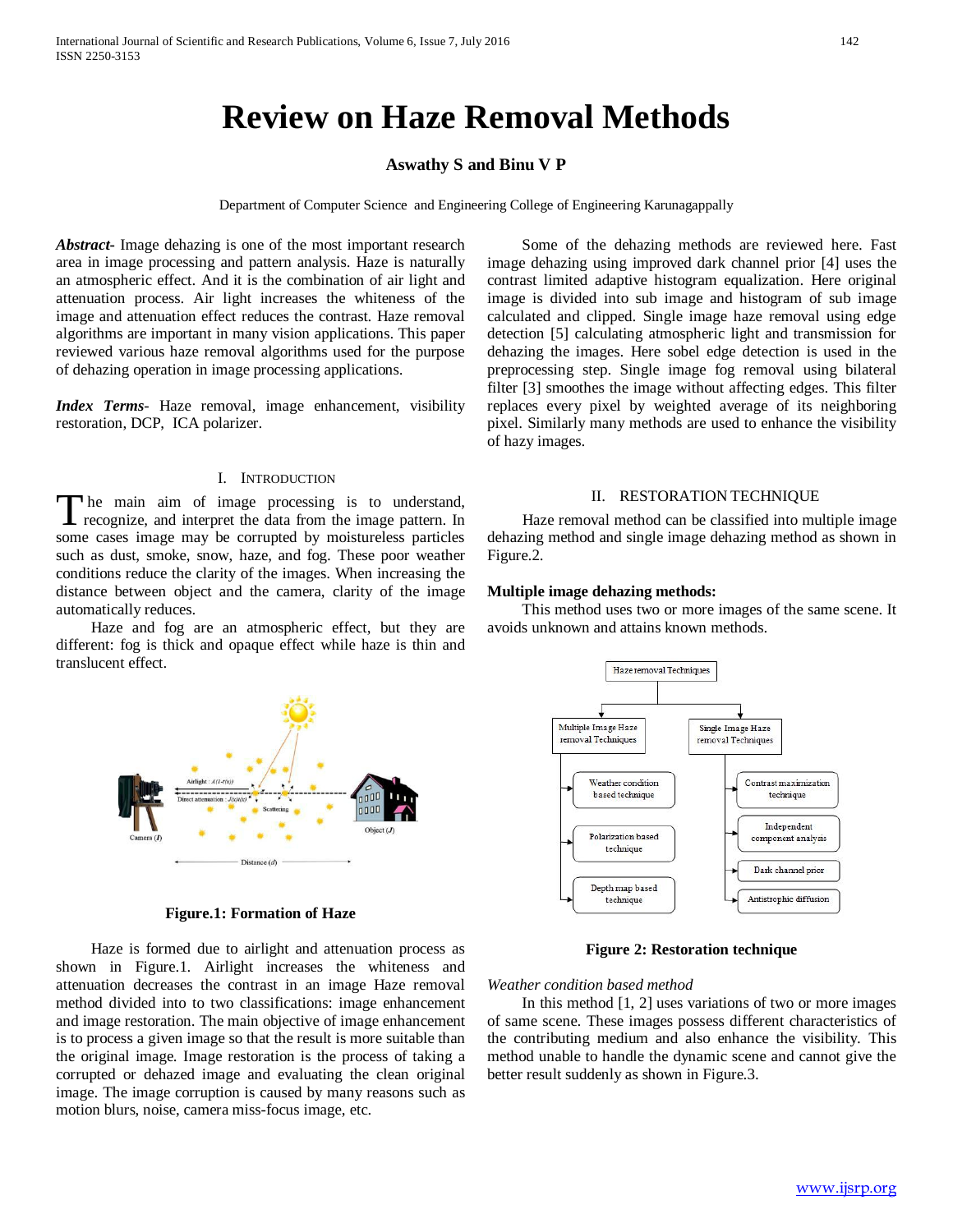# Review on Haze Removal Methods

**Aswathy S and Binu V P**

Department of Computer Science and Engineering College of Engineering Karunagappally

***Abstract***- Image dehazing is one of the most important research area in image processing and pattern analysis. Haze is naturally an atmospheric effect. And it is the combination of air light and attenuation process. Air light increases the whiteness of the image and attenuation effect reduces the contrast. Haze removal algorithms are important in many vision applications. This paper reviewed various haze removal algorithms used for the purpose of dehazing operation in image processing applications.

***Index Terms***- Haze removal, image enhancement, visibility restoration, DCP, ICA polarizer.

## I. Introduction

The main aim of image processing is to understand, recognize, and interpret the data from the image pattern. In some cases image may be corrupted by moistureless particles such as dust, smoke, snow, haze, and fog. These poor weather conditions reduce the clarity of the images. When increasing the distance between object and the camera, clarity of the image automatically reduces.

Haze and fog are an atmospheric effect, but they are different: fog is thick and opaque effect while haze is thin and translucent effect.

**Figure.1: Formation of Haze**

Haze is formed due to airlight and attenuation process as shown in Figure.1. Airlight increases the whiteness and attenuation decreases the contrast in an image Haze removal method divided into to two classifications: image enhancement and image restoration. The main objective of image enhancement is to process a given image so that the result is more suitable than the original image. Image restoration is the process of taking a corrupted or dehazed image and evaluating the clean original image. The image corruption is caused by many reasons such as motion blurs, noise, camera miss-focus image, etc.

Some of the dehazing methods are reviewed here. Fast image dehazing using improved dark channel prior [4] uses the contrast limited adaptive histogram equalization. Here original image is divided into sub image and histogram of sub image calculated and clipped. Single image haze removal using edge detection [5] calculating atmospheric light and transmission for dehazing the images. Here sobel edge detection is used in the preprocessing step. Single image fog removal using bilateral filter [3] smoothes the image without affecting edges. This filter replaces every pixel by weighted average of its neighboring pixel. Similarly many methods are used to enhance the visibility of hazy images.

## II. RESTORATION TECHNIQUE

Haze removal method can be classified into multiple image dehazing method and single image dehazing method as shown in Figure.2.

**Multiple image dehazing methods:**

This method uses two or more images of the same scene. It avoids unknown and attains known methods.

**Figure 2: Restoration technique**

*Weather condition based method*

In this method [1, 2] uses variations of two or more images of same scene. These images possess different characteristics of the contributing medium and also enhance the visibility. This method unable to handle the dynamic scene and cannot give the better result suddenly as shown in Figure.3.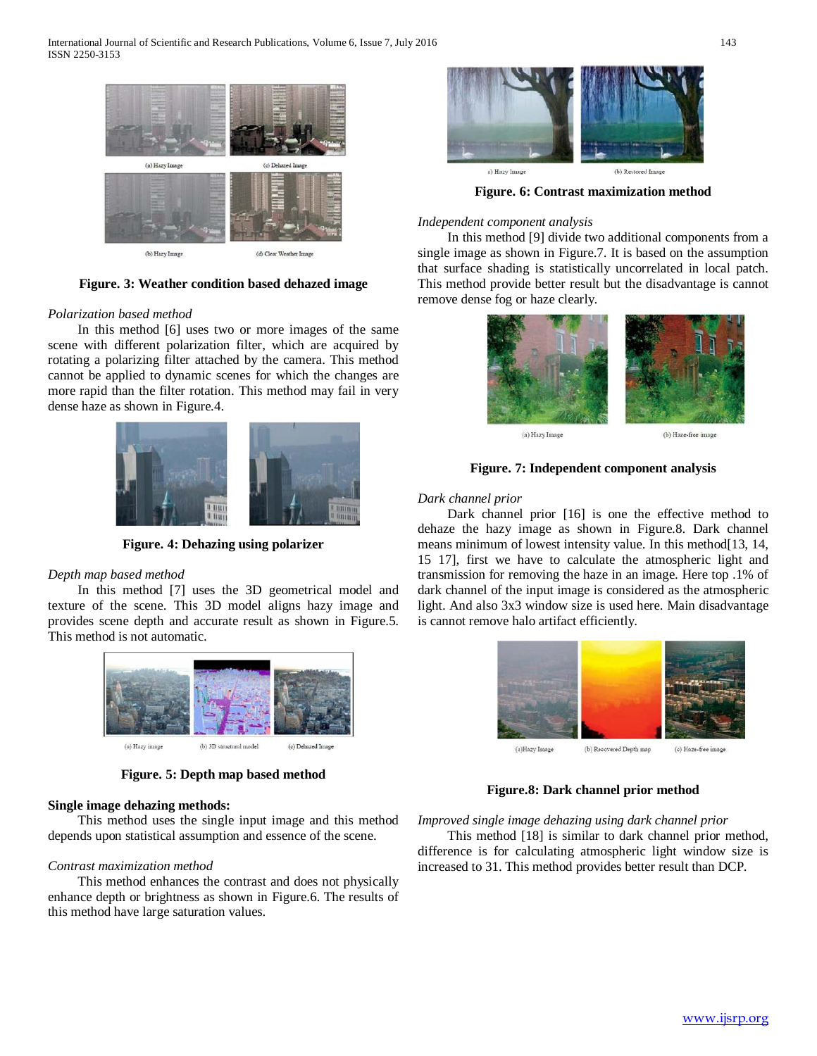(a) Hazy Image (c) Dehazed Image

(b) Hazy Image (d) Clear Weather Image

**Figure. 3: Weather condition based dehazed image**

*Polarization based method*

In this method [6] uses two or more images of the same scene with different polarization filter, which are acquired by rotating a polarizing filter attached by the camera. This method cannot be applied to dynamic scenes for which the changes are more rapid than the filter rotation. This method may fail in very dense haze as shown in Figure.4.

**Figure. 4: Dehazing using polarizer**

*Depth map based method*

In this method [7] uses the 3D geometrical model and texture of the scene. This 3D model aligns hazy image and provides scene depth and accurate result as shown in Figure.5. This method is not automatic.

(a) Hazy image (b) 3D structural model (c) Dehazed Image

**Figure. 5: Depth map based method**

**Single image dehazing methods:**

This method uses the single input image and this method depends upon statistical assumption and essence of the scene.

*Contrast maximization method*

This method enhances the contrast and does not physically enhance depth or brightness as shown in Figure.6. The results of this method have large saturation values.

a) Hazy image (b) Restored Image

**Figure. 6: Contrast maximization method**

*Independent component analysis*

In this method [9] divide two additional components from a single image as shown in Figure.7. It is based on the assumption that surface shading is statistically uncorrelated in local patch. This method provide better result but the disadvantage is cannot remove dense fog or haze clearly.

(a) Hazy Image (b) Haze-free image

**Figure. 7: Independent component analysis**

*Dark channel prior*

Dark channel prior [16] is one the effective method to dehaze the hazy image as shown in Figure.8. Dark channel means minimum of lowest intensity value. In this method[13, 14, 15 17], first we have to calculate the atmospheric light and transmission for removing the haze in an image. Here top .1% of dark channel of the input image is considered as the atmospheric light. And also 3x3 window size is used here. Main disadvantage is cannot remove halo artifact efficiently.

(a)Hazy Image (b) Recovered Depth map (c) Haze-free image

**Figure.8: Dark channel prior method**

*Improved single image dehazing using dark channel prior*

This method [18] is similar to dark channel prior method, difference is for calculating atmospheric light window size is increased to 31. This method provides better result than DCP.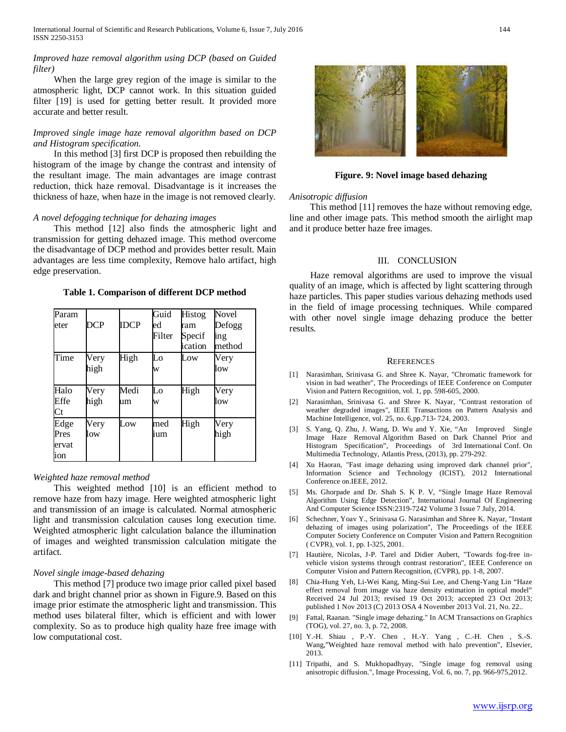*Improved haze removal algorithm using DCP (based on Guided filter)*

When the large grey region of the image is similar to the atmospheric light, DCP cannot work. In this situation guided filter [19] is used for getting better result. It provided more accurate and better result.

*Improved single image haze removal algorithm based on DCP and Histogram specification.*

In this method [3] first DCP is proposed then rebuilding the histogram of the image by change the contrast and intensity of the resultant image. The main advantages are image contrast reduction, thick haze removal. Disadvantage is it increases the thickness of haze, when haze in the image is not removed clearly.

*A novel defogging technique for dehazing images*

This method [12] also finds the atmospheric light and transmission for getting dehazed image. This method overcome the disadvantage of DCP method and provides better result. Main advantages are less time complexity, Remove halo artifact, high edge preservation.

**Table 1. Comparison of different DCP method**

| Parameter | DCP | IDCP | Guided Filter | Histogram Specification | Novel Defogging method |
|---|---|---|---|---|---|
| Time | Very high | High | Low | Low | Very low |
| Halo EffeCt | Very high | Medium | Low | High | Very low |
| Edge Preservation | Very low | Low | medium | High | Very high |

*Weighted haze removal method*

This weighted method [10] is an efficient method to remove haze from hazy image. Here weighted atmospheric light and transmission of an image is calculated. Normal atmospheric light and transmission calculation causes long execution time. Weighted atmospheric light calculation balance the illumination of images and weighted transmission calculation mitigate the artifact.

*Novel single image-based dehazing*

This method [7] produce two image prior called pixel based dark and bright channel prior as shown in Figure.9. Based on this image prior estimate the atmospheric light and transmission. This method uses bilateral filter, which is efficient and with lower complexity. So as to produce high quality haze free image with low computational cost.

**Figure. 9: Novel image based dehazing**

*Anisotropic diffusion*

This method [11] removes the haze without removing edge, line and other image pats. This method smooth the airlight map and it produce better haze free images.

## III. CONCLUSION

Haze removal algorithms are used to improve the visual quality of an image, which is affected by light scattering through haze particles. This paper studies various dehazing methods used in the field of image processing techniques. While compared with other novel single image dehazing produce the better results.

## REFERENCES

[1] Narasimhan, Srinivasa G. and Shree K. Nayar, "Chromatic framework for vision in bad weather", The Proceedings of IEEE Conference on Computer Vision and Pattern Recognition, vol. 1, pp. 598-605, 2000.

[2] Narasimhan, Srinivasa G. and Shree K. Nayar, "Contrast restoration of weather degraded images", IEEE Transactions on Pattern Analysis and Machine Intelligence, vol. 25, no. 6,pp.713- 724, 2003.

[3] S. Yang, Q. Zhu, J. Wang, D. Wu and Y. Xie, "An Improved Single Image Haze Removal Algorithm Based on Dark Channel Prior and Histogram Specification", Proceedings of 3rd International Conf. On Multimedia Technology, Atlantis Press, (2013), pp. 279-292.

[4] Xu Haoran, "Fast image dehazing using improved dark channel prior", Information Science and Technology (ICIST), 2012 International Conference on.IEEE, 2012.

[5] Ms. Ghorpade and Dr. Shah S. K P. V, "Single Image Haze Removal Algorithm Using Edge Detection", International Journal Of Engineering And Computer Science ISSN:2319-7242 Volume 3 Issue 7 July, 2014.

[6] Schechner, Yoav Y., Srinivasa G. Narasimhan and Shree K. Nayar, "Instant dehazing of images using polarization", The Proceedings of the IEEE Computer Society Conference on Computer Vision and Pattern Recognition ( CVPR), vol. 1, pp. I-325, 2001.

[7] Hautière, Nicolas, J-P. Tarel and Didier Aubert, "Towards fog-free in-vehicle vision systems through contrast restoration", IEEE Conference on Computer Vision and Pattern Recognition, (CVPR), pp. 1-8, 2007.

[8] Chia-Hung Yeh, Li-Wei Kang, Ming-Sui Lee, and Cheng-Yang Lin "Haze effect removal from image via haze density estimation in optical model" Received 24 Jul 2013; revised 19 Oct 2013; accepted 23 Oct 2013; published 1 Nov 2013 (C) 2013 OSA 4 November 2013 Vol. 21, No. 22..

[9] Fattal, Raanan. "Single image dehazing." In ACM Transactions on Graphics (TOG), vol. 27, no. 3, p. 72, 2008.

[10] Y.-H. Shiau , P.-Y. Chen , H.-Y. Yang , C.-H. Chen , S.-S. Wang,"Weighted haze removal method with halo prevention", Elsevier, 2013.

[11] Tripathi, and S. Mukhopadhyay, "Single image fog removal using anisotropic diffusion.", Image Processing, Vol. 6, no. 7, pp. 966-975,2012.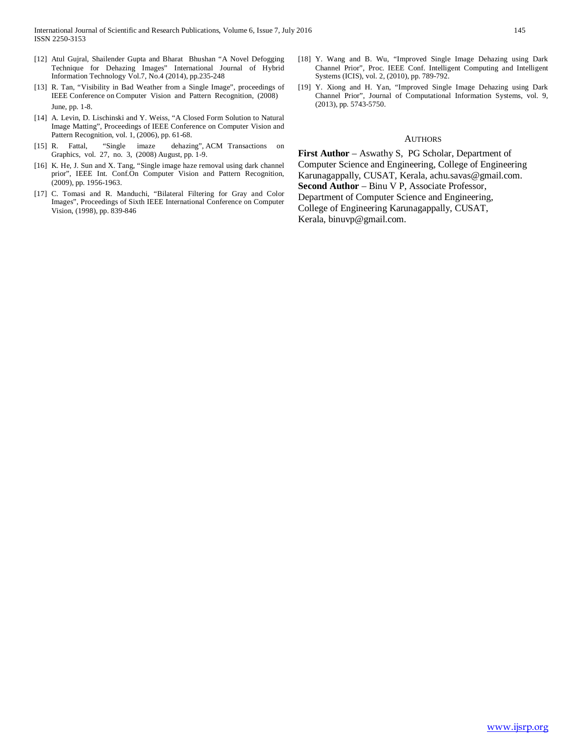[12] Atul Gujral, Shailender Gupta and Bharat Bhushan "A Novel Defogging Technique for Dehazing Images" International Journal of Hybrid Information Technology Vol.7, No.4 (2014), pp.235-248

[13] R. Tan, "Visibility in Bad Weather from a Single Image", proceedings of IEEE Conference on Computer Vision and Pattern Recognition, (2008) June, pp. 1-8.

[14] A. Levin, D. Lischinski and Y. Weiss, "A Closed Form Solution to Natural Image Matting", Proceedings of IEEE Conference on Computer Vision and Pattern Recognition, vol. 1, (2006), pp. 61-68.

[15] R. Fattal, "Single imaze dehazing", ACM Transactions on Graphics, vol. 27, no. 3, (2008) August, pp. 1-9.

[16] K. He, J. Sun and X. Tang, "Single image haze removal using dark channel prior", IEEE Int. Conf.On Computer Vision and Pattern Recognition, (2009), pp. 1956-1963.

[17] C. Tomasi and R. Manduchi, "Bilateral Filtering for Gray and Color Images", Proceedings of Sixth IEEE International Conference on Computer Vision, (1998), pp. 839-846

[18] Y. Wang and B. Wu, "Improved Single Image Dehazing using Dark Channel Prior", Proc. IEEE Conf. Intelligent Computing and Intelligent Systems (ICIS), vol. 2, (2010), pp. 789-792.

[19] Y. Xiong and H. Yan, "Improved Single Image Dehazing using Dark Channel Prior", Journal of Computational Information Systems, vol. 9, (2013), pp. 5743-5750.

## AUTHORS

**First Author** – Aswathy S, PG Scholar, Department of Computer Science and Engineering, College of Engineering Karunagappally, CUSAT, Kerala, achu.savas@gmail.com.

**Second Author** – Binu V P, Associate Professor, Department of Computer Science and Engineering, College of Engineering Karunagappally, CUSAT, Kerala, binuvp@gmail.com.